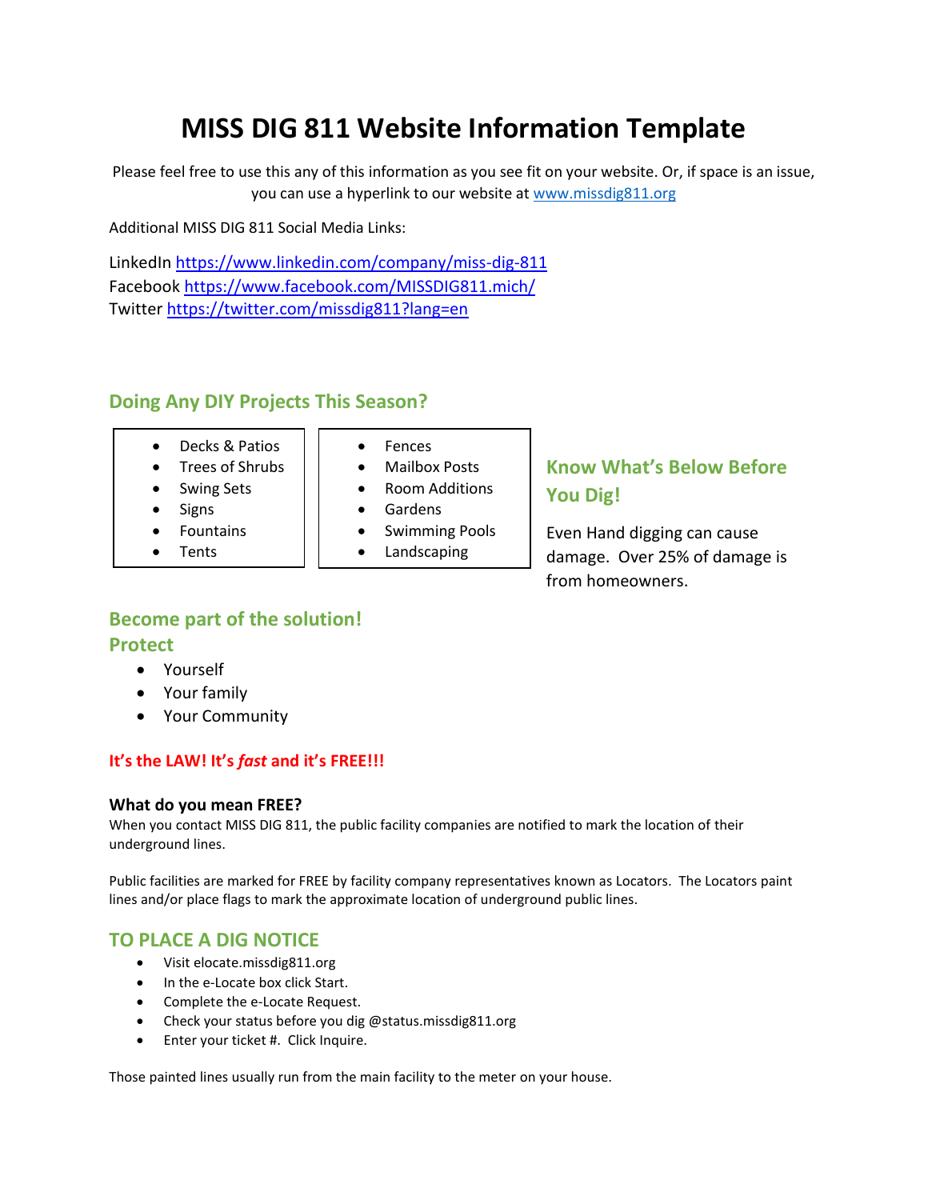# MISS DIG 811 Website Information Template

Please feel free to use this any of this information as you see fit on your website. Or, if space is an issue, you can use a hyperlink to our website at [www.missdig811.org](http://www.missdig811.org)

Additional MISS DIG 811 Social Media Links:

LinkedIn https://www.linkedin.com/company/miss-dig-811
Facebook https://www.facebook.com/MISSDIG811.mich/
Twitter https://twitter.com/missdig811?lang=en

## Doing Any DIY Projects This Season?

- Decks & Patios
- Trees of Shrubs
- Swing Sets
- Signs
- Fountains
- Tents

- Fences
- Mailbox Posts
- Room Additions
- Gardens
- Swimming Pools
- Landscaping

## Know What's Below Before You Dig!

Even Hand digging can cause damage. Over 25% of damage is from homeowners.

## Become part of the solution!
## Protect

- Yourself
- Your family
- Your Community

**It's the LAW! It's *fast* and it's FREE!!!**

### What do you mean FREE?

When you contact MISS DIG 811, the public facility companies are notified to mark the location of their underground lines.

Public facilities are marked for FREE by facility company representatives known as Locators. The Locators paint lines and/or place flags to mark the approximate location of underground public lines.

## TO PLACE A DIG NOTICE

- Visit elocate.missdig811.org
- In the e-Locate box click Start.
- Complete the e-Locate Request.
- Check your status before you dig @status.missdig811.org
- Enter your ticket #. Click Inquire.

Those painted lines usually run from the main facility to the meter on your house.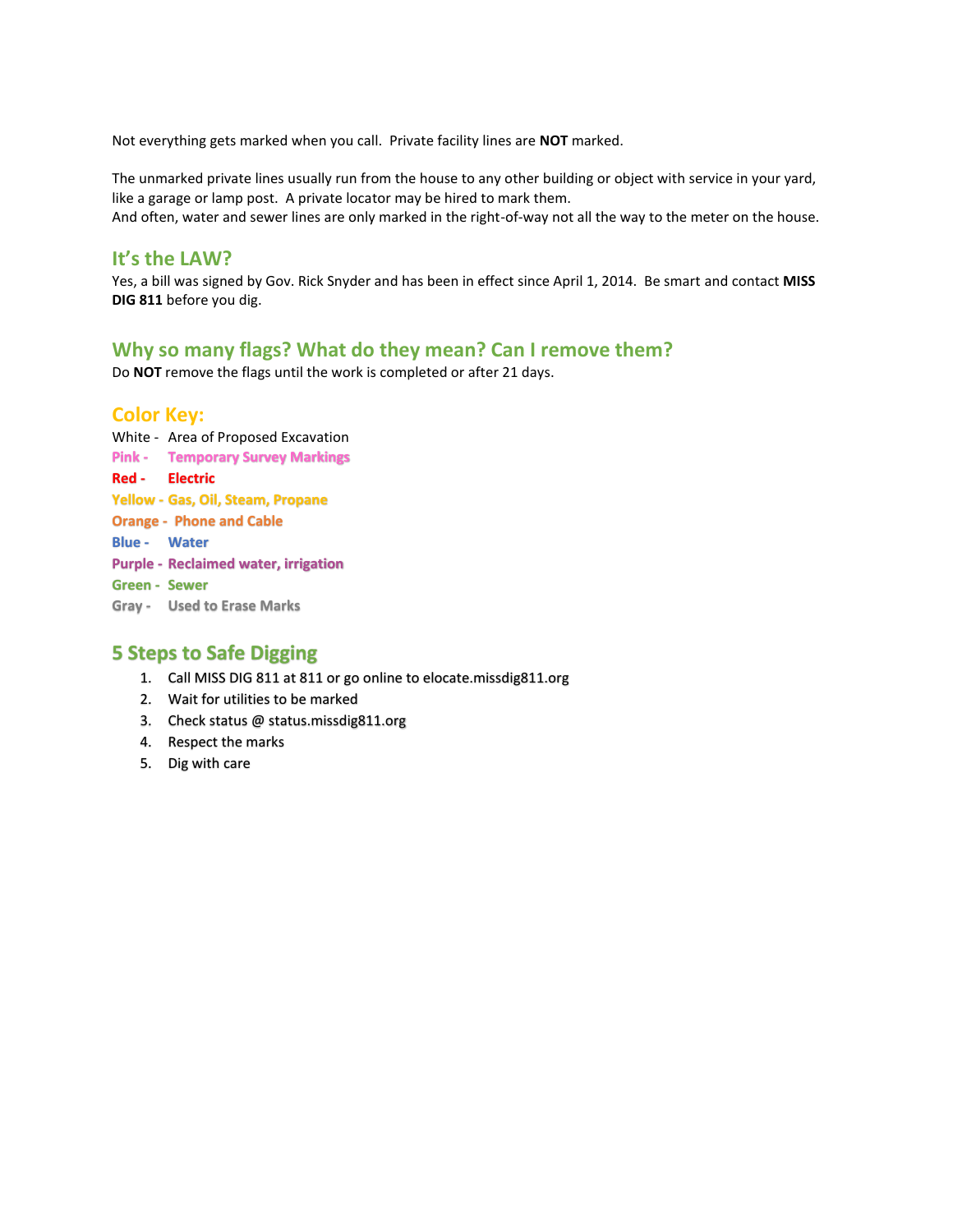Not everything gets marked when you call. Private facility lines are **NOT** marked.

The unmarked private lines usually run from the house to any other building or object with service in your yard, like a garage or lamp post. A private locator may be hired to mark them.
And often, water and sewer lines are only marked in the right-of-way not all the way to the meter on the house.

## It's the LAW?

Yes, a bill was signed by Gov. Rick Snyder and has been in effect since April 1, 2014. Be smart and contact **MISS DIG 811** before you dig.

## Why so many flags? What do they mean? Can I remove them?

Do **NOT** remove the flags until the work is completed or after 21 days.

## Color Key:

White - Area of Proposed Excavation
Pink - Temporary Survey Markings
Red - Electric
Yellow - Gas, Oil, Steam, Propane
Orange - Phone and Cable
Blue - Water
Purple - Reclaimed water, irrigation
Green - Sewer
Gray - Used to Erase Marks

## 5 Steps to Safe Digging

1. Call MISS DIG 811 at 811 or go online to elocate.missdig811.org
2. Wait for utilities to be marked
3. Check status @ status.missdig811.org
4. Respect the marks
5. Dig with care